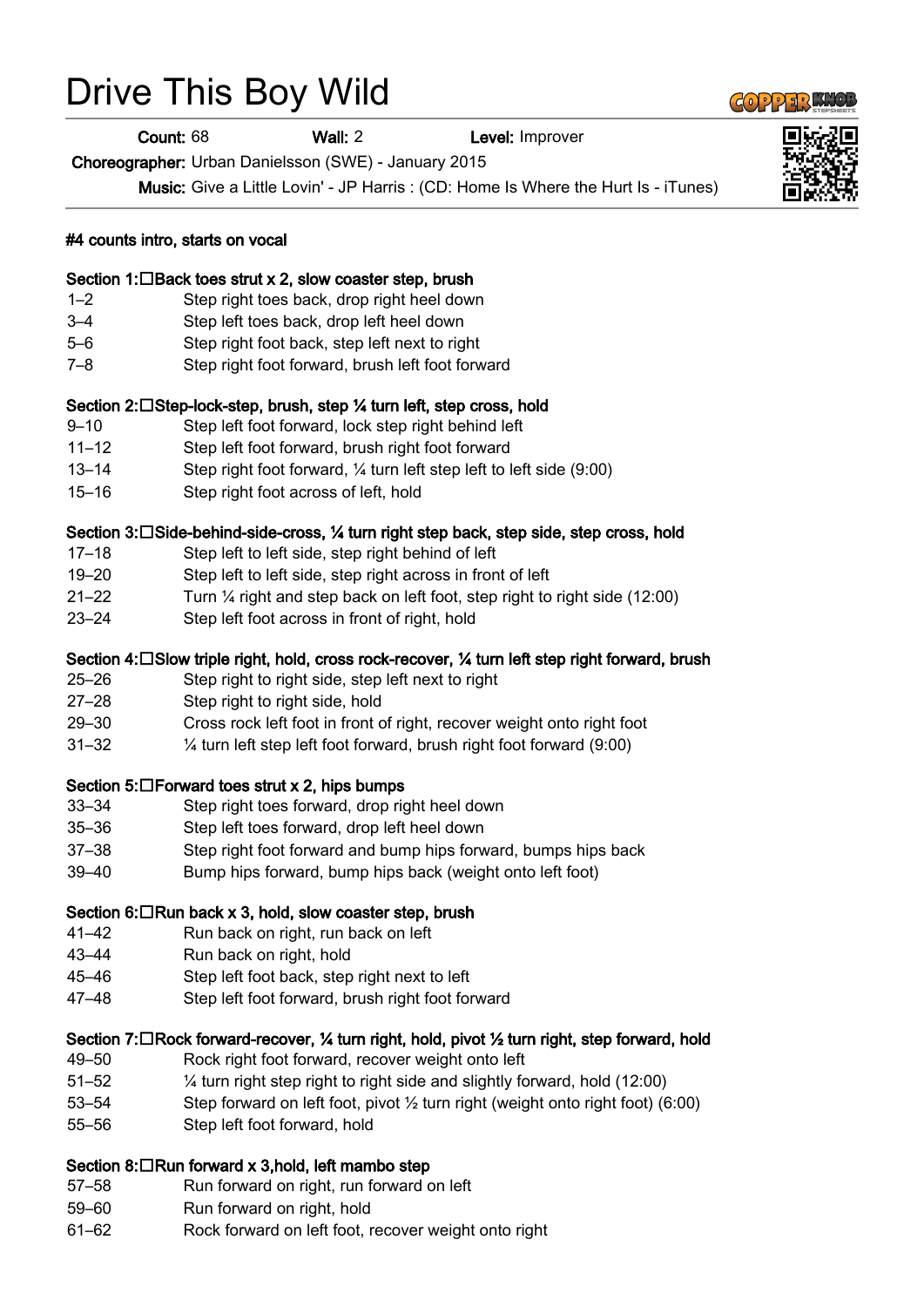# Drive This Boy Wild

**Count:** 68 **Wall:** 2 **Level:** Improver

**Choreographer:** Urban Danielsson (SWE) - January 2015

**Music:** Give a Little Lovin' - JP Harris : (CD: Home Is Where the Hurt Is - iTunes)

**#4 counts intro, starts on vocal**

**Section 1: Back toes strut x 2, slow coaster step, brush**

| | |
|---|---|
| 1–2 | Step right toes back, drop right heel down |
| 3–4 | Step left toes back, drop left heel down |
| 5–6 | Step right foot back, step left next to right |
| 7–8 | Step right foot forward, brush left foot forward |

**Section 2: Step-lock-step, brush, step ¼ turn left, step cross, hold**

| | |
|---|---|
| 9–10 | Step left foot forward, lock step right behind left |
| 11–12 | Step left foot forward, brush right foot forward |
| 13–14 | Step right foot forward, ¼ turn left step left to left side (9:00) |
| 15–16 | Step right foot across of left, hold |

**Section 3: Side-behind-side-cross, ¼ turn right step back, step side, step cross, hold**

| | |
|---|---|
| 17–18 | Step left to left side, step right behind of left |
| 19–20 | Step left to left side, step right across in front of left |
| 21–22 | Turn ¼ right and step back on left foot, step right to right side (12:00) |
| 23–24 | Step left foot across in front of right, hold |

**Section 4: Slow triple right, hold, cross rock-recover, ¼ turn left step right forward, brush**

| | |
|---|---|
| 25–26 | Step right to right side, step left next to right |
| 27–28 | Step right to right side, hold |
| 29–30 | Cross rock left foot in front of right, recover weight onto right foot |
| 31–32 | ¼ turn left step left foot forward, brush right foot forward (9:00) |

**Section 5: Forward toes strut x 2, hips bumps**

| | |
|---|---|
| 33–34 | Step right toes forward, drop right heel down |
| 35–36 | Step left toes forward, drop left heel down |
| 37–38 | Step right foot forward and bump hips forward, bumps hips back |
| 39–40 | Bump hips forward, bump hips back (weight onto left foot) |

**Section 6: Run back x 3, hold, slow coaster step, brush**

| | |
|---|---|
| 41–42 | Run back on right, run back on left |
| 43–44 | Run back on right, hold |
| 45–46 | Step left foot back, step right next to left |
| 47–48 | Step left foot forward, brush right foot forward |

**Section 7: Rock forward-recover, ¼ turn right, hold, pivot ½ turn right, step forward, hold**

| | |
|---|---|
| 49–50 | Rock right foot forward, recover weight onto left |
| 51–52 | ¼ turn right step right to right side and slightly forward, hold (12:00) |
| 53–54 | Step forward on left foot, pivot ½ turn right (weight onto right foot) (6:00) |
| 55–56 | Step left foot forward, hold |

**Section 8: Run forward x 3,hold, left mambo step**

| | |
|---|---|
| 57–58 | Run forward on right, run forward on left |
| 59–60 | Run forward on right, hold |
| 61–62 | Rock forward on left foot, recover weight onto right |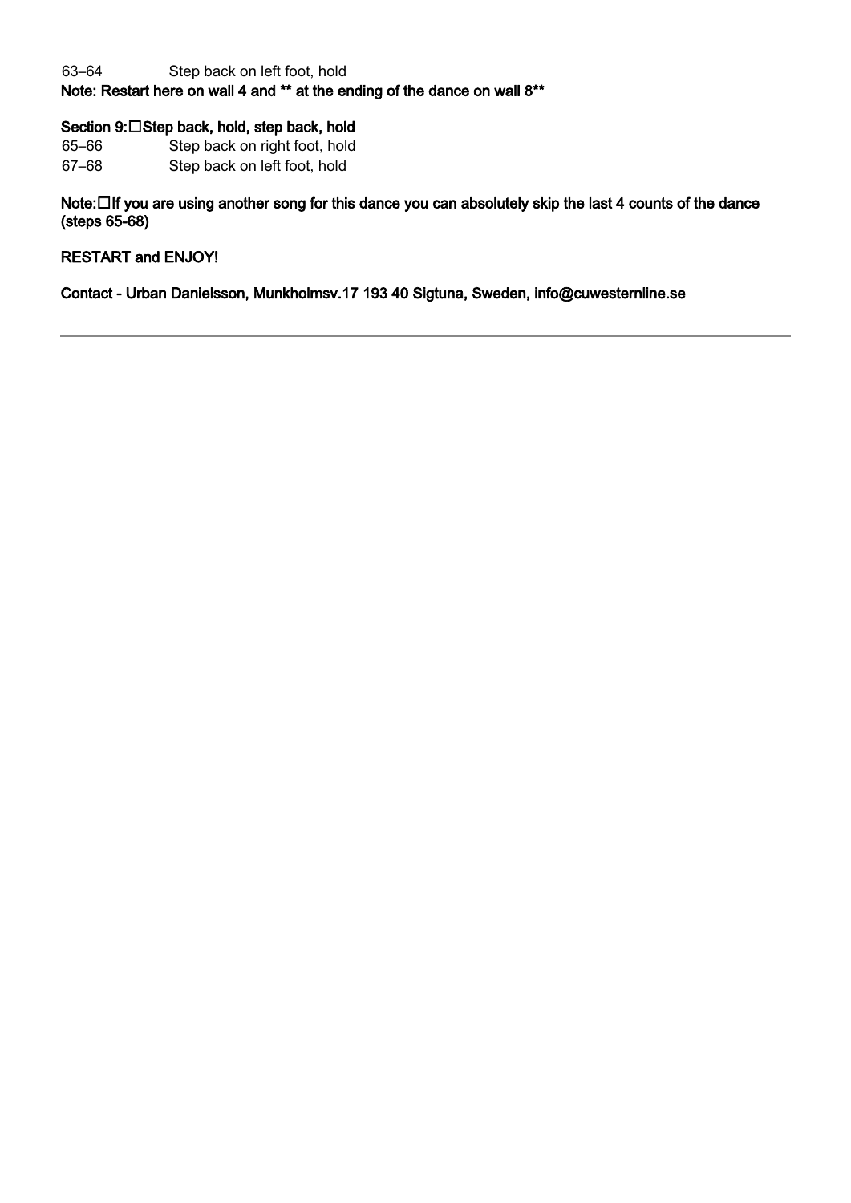63–64 Step back on left foot, hold

**Note: Restart here on wall 4 and ** at the ending of the dance on wall 8****

**Section 9: Step back, hold, step back, hold**

65–66 Step back on right foot, hold

67–68 Step back on left foot, hold

**Note: If you are using another song for this dance you can absolutely skip the last 4 counts of the dance (steps 65-68)**

**RESTART and ENJOY!**

**Contact - Urban Danielsson, Munkholmsv.17 193 40 Sigtuna, Sweden, info@cuwesternline.se**

---